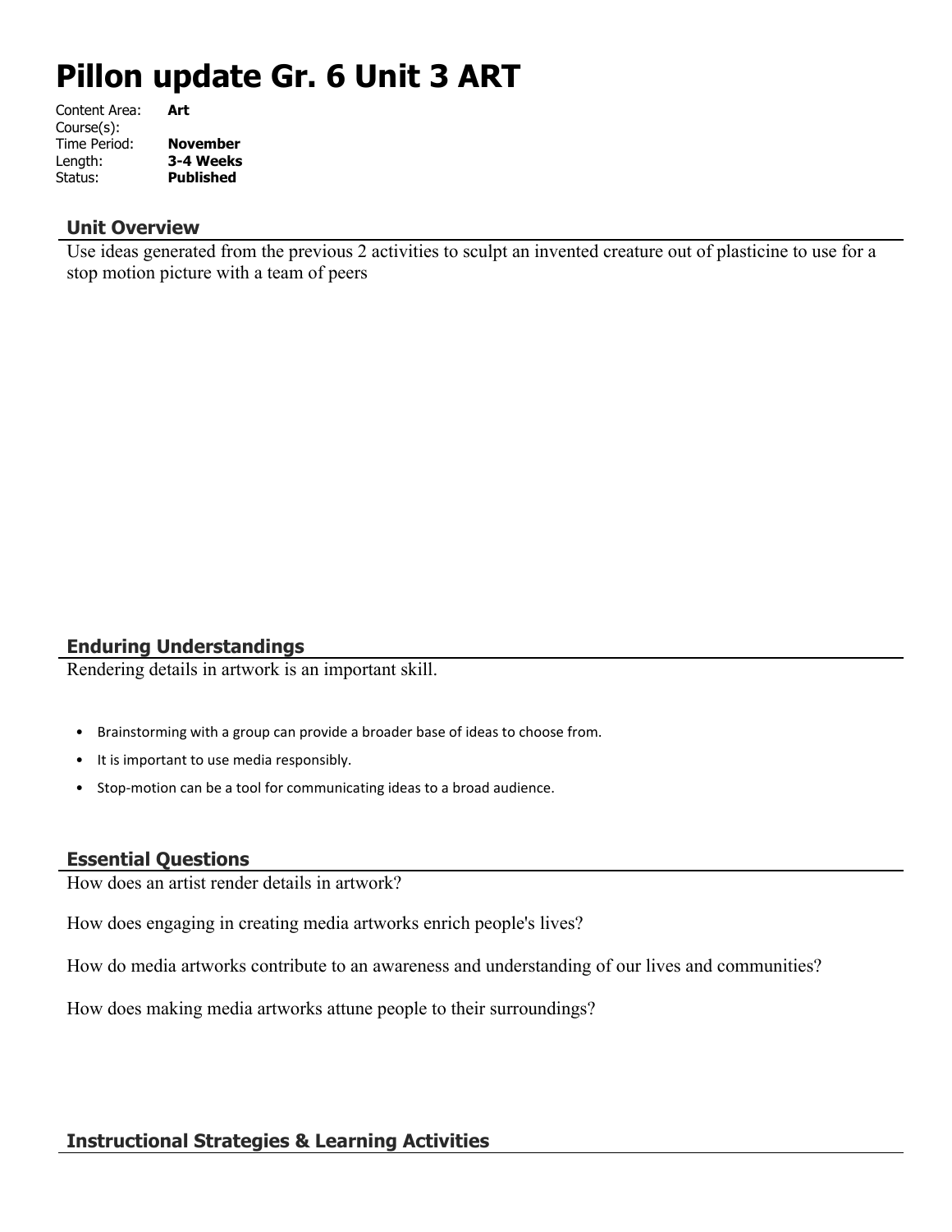# Pillon update Gr. 6 Unit 3 ART

Content Area: **Art**
Course(s):
Time Period: **November**
Length: **3-4 Weeks**
Status: **Published**

## Unit Overview

Use ideas generated from the previous 2 activities to sculpt an invented creature out of plasticine to use for a stop motion picture with a team of peers

## Enduring Understandings

Rendering details in artwork is an important skill.

- Brainstorming with a group can provide a broader base of ideas to choose from.
- It is important to use media responsibly.
- Stop-motion can be a tool for communicating ideas to a broad audience.

## Essential Questions

How does an artist render details in artwork?

How does engaging in creating media artworks enrich people's lives?

How do media artworks contribute to an awareness and understanding of our lives and communities?

How does making media artworks attune people to their surroundings?

## Instructional Strategies & Learning Activities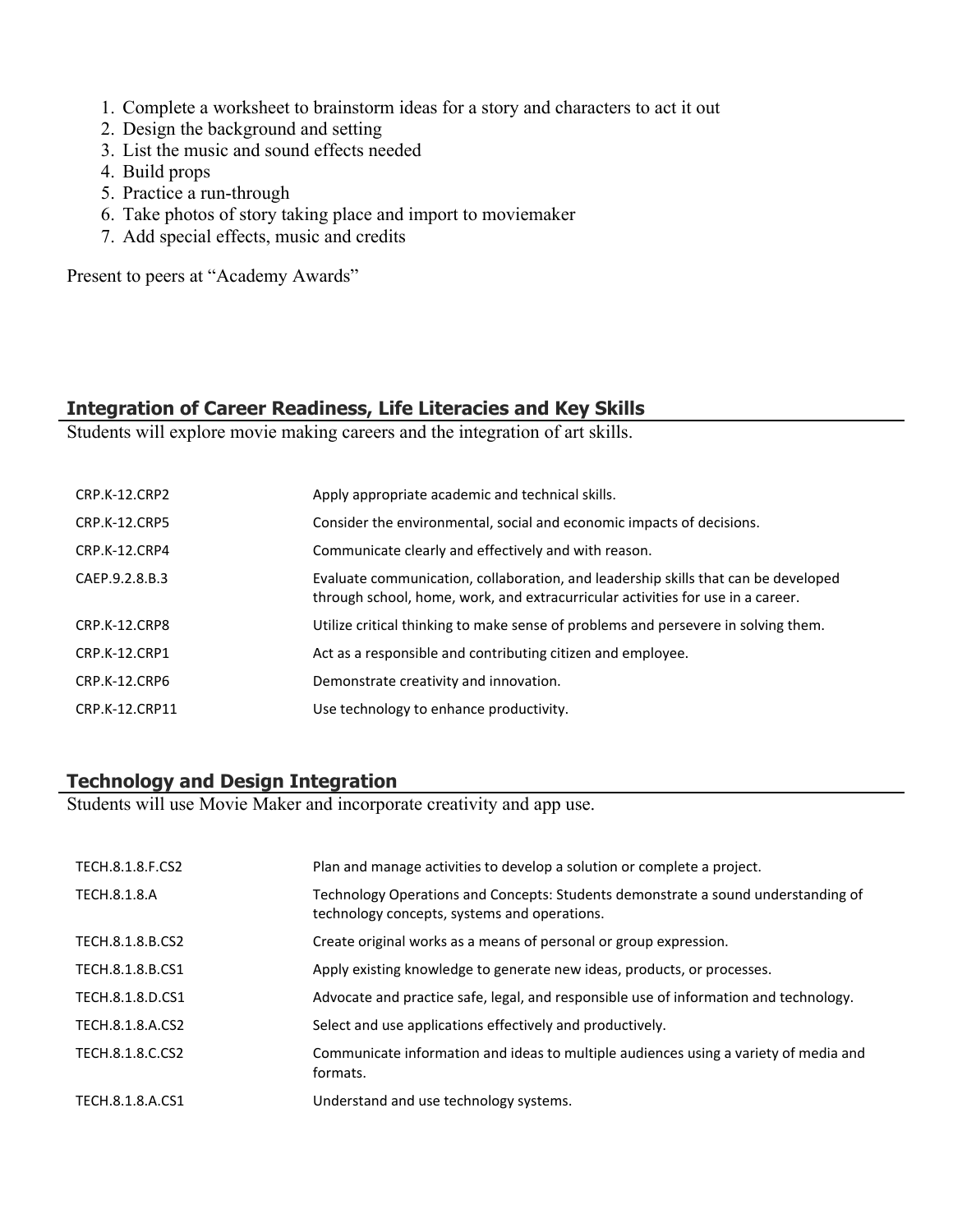1. Complete a worksheet to brainstorm ideas for a story and characters to act it out
2. Design the background and setting
3. List the music and sound effects needed
4. Build props
5. Practice a run-through
6. Take photos of story taking place and import to moviemaker
7. Add special effects, music and credits

Present to peers at "Academy Awards"

## Integration of Career Readiness, Life Literacies and Key Skills

Students will explore movie making careers and the integration of art skills.

| | |
|---|---|
| CRP.K-12.CRP2 | Apply appropriate academic and technical skills. |
| CRP.K-12.CRP5 | Consider the environmental, social and economic impacts of decisions. |
| CRP.K-12.CRP4 | Communicate clearly and effectively and with reason. |
| CAEP.9.2.8.B.3 | Evaluate communication, collaboration, and leadership skills that can be developed through school, home, work, and extracurricular activities for use in a career. |
| CRP.K-12.CRP8 | Utilize critical thinking to make sense of problems and persevere in solving them. |
| CRP.K-12.CRP1 | Act as a responsible and contributing citizen and employee. |
| CRP.K-12.CRP6 | Demonstrate creativity and innovation. |
| CRP.K-12.CRP11 | Use technology to enhance productivity. |

## Technology and Design Integration

Students will use Movie Maker and incorporate creativity and app use.

| | |
|---|---|
| TECH.8.1.8.F.CS2 | Plan and manage activities to develop a solution or complete a project. |
| TECH.8.1.8.A | Technology Operations and Concepts: Students demonstrate a sound understanding of technology concepts, systems and operations. |
| TECH.8.1.8.B.CS2 | Create original works as a means of personal or group expression. |
| TECH.8.1.8.B.CS1 | Apply existing knowledge to generate new ideas, products, or processes. |
| TECH.8.1.8.D.CS1 | Advocate and practice safe, legal, and responsible use of information and technology. |
| TECH.8.1.8.A.CS2 | Select and use applications effectively and productively. |
| TECH.8.1.8.C.CS2 | Communicate information and ideas to multiple audiences using a variety of media and formats. |
| TECH.8.1.8.A.CS1 | Understand and use technology systems. |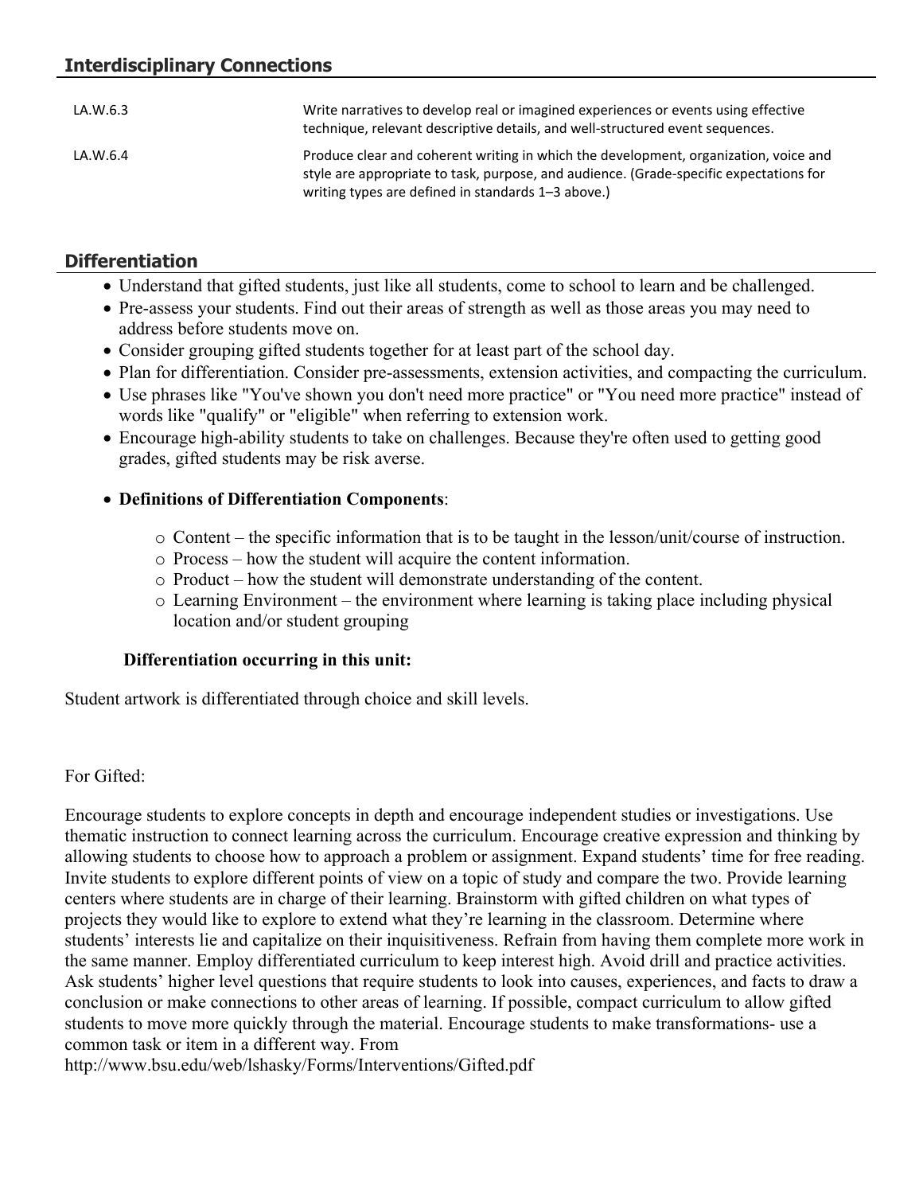## Interdisciplinary Connections

| | |
|---|---|
| LA.W.6.3 | Write narratives to develop real or imagined experiences or events using effective technique, relevant descriptive details, and well-structured event sequences. |
| LA.W.6.4 | Produce clear and coherent writing in which the development, organization, voice and style are appropriate to task, purpose, and audience. (Grade-specific expectations for writing types are defined in standards 1–3 above.) |

## Differentiation

- Understand that gifted students, just like all students, come to school to learn and be challenged.
- Pre-assess your students. Find out their areas of strength as well as those areas you may need to address before students move on.
- Consider grouping gifted students together for at least part of the school day.
- Plan for differentiation. Consider pre-assessments, extension activities, and compacting the curriculum.
- Use phrases like "You've shown you don't need more practice" or "You need more practice" instead of words like "qualify" or "eligible" when referring to extension work.
- Encourage high-ability students to take on challenges. Because they're often used to getting good grades, gifted students may be risk averse.
- **Definitions of Differentiation Components**:
  - Content – the specific information that is to be taught in the lesson/unit/course of instruction.
  - Process – how the student will acquire the content information.
  - Product – how the student will demonstrate understanding of the content.
  - Learning Environment – the environment where learning is taking place including physical location and/or student grouping

**Differentiation occurring in this unit:**

Student artwork is differentiated through choice and skill levels.

For Gifted:

Encourage students to explore concepts in depth and encourage independent studies or investigations. Use thematic instruction to connect learning across the curriculum. Encourage creative expression and thinking by allowing students to choose how to approach a problem or assignment. Expand students' time for free reading. Invite students to explore different points of view on a topic of study and compare the two. Provide learning centers where students are in charge of their learning. Brainstorm with gifted children on what types of projects they would like to explore to extend what they're learning in the classroom. Determine where students' interests lie and capitalize on their inquisitiveness. Refrain from having them complete more work in the same manner. Employ differentiated curriculum to keep interest high. Avoid drill and practice activities. Ask students' higher level questions that require students to look into causes, experiences, and facts to draw a conclusion or make connections to other areas of learning. If possible, compact curriculum to allow gifted students to move more quickly through the material. Encourage students to make transformations- use a common task or item in a different way. From http://www.bsu.edu/web/lshasky/Forms/Interventions/Gifted.pdf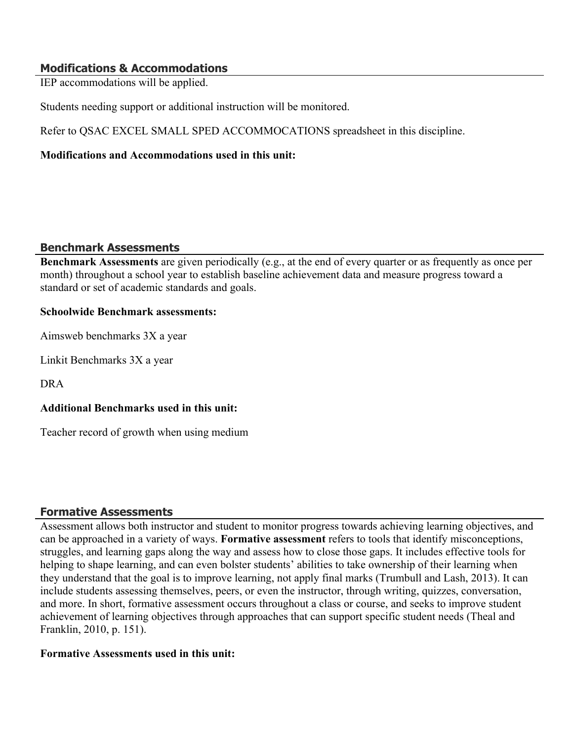## Modifications & Accommodations

IEP accommodations will be applied.

Students needing support or additional instruction will be monitored.

Refer to QSAC EXCEL SMALL SPED ACCOMMOCATIONS spreadsheet in this discipline.

**Modifications and Accommodations used in this unit:**

## Benchmark Assessments

**Benchmark Assessments** are given periodically (e.g., at the end of every quarter or as frequently as once per month) throughout a school year to establish baseline achievement data and measure progress toward a standard or set of academic standards and goals.

**Schoolwide Benchmark assessments:**

Aimsweb benchmarks 3X a year

Linkit Benchmarks 3X a year

DRA

**Additional Benchmarks used in this unit:**

Teacher record of growth when using medium

## Formative Assessments

Assessment allows both instructor and student to monitor progress towards achieving learning objectives, and can be approached in a variety of ways. **Formative assessment** refers to tools that identify misconceptions, struggles, and learning gaps along the way and assess how to close those gaps. It includes effective tools for helping to shape learning, and can even bolster students' abilities to take ownership of their learning when they understand that the goal is to improve learning, not apply final marks (Trumbull and Lash, 2013). It can include students assessing themselves, peers, or even the instructor, through writing, quizzes, conversation, and more. In short, formative assessment occurs throughout a class or course, and seeks to improve student achievement of learning objectives through approaches that can support specific student needs (Theal and Franklin, 2010, p. 151).

**Formative Assessments used in this unit:**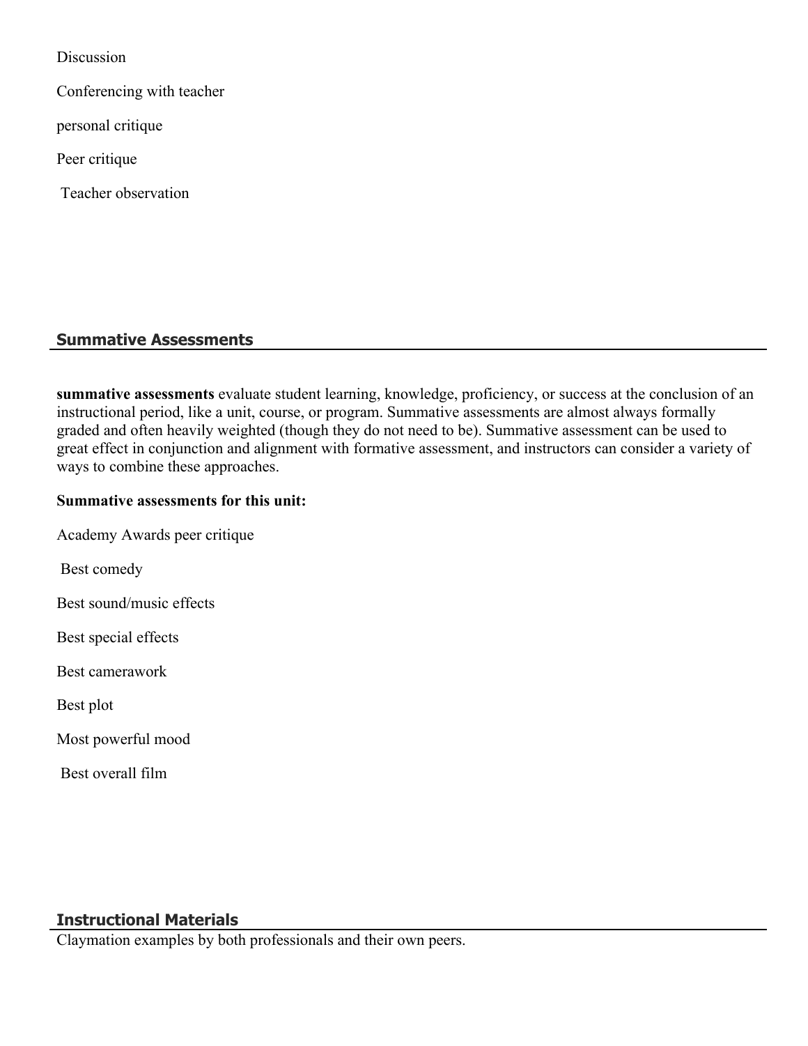Discussion

Conferencing with teacher

personal critique

Peer critique

Teacher observation

## Summative Assessments

**summative assessments** evaluate student learning, knowledge, proficiency, or success at the conclusion of an instructional period, like a unit, course, or program. Summative assessments are almost always formally graded and often heavily weighted (though they do not need to be). Summative assessment can be used to great effect in conjunction and alignment with formative assessment, and instructors can consider a variety of ways to combine these approaches.

**Summative assessments for this unit:**

Academy Awards peer critique

Best comedy

Best sound/music effects

Best special effects

Best camerawork

Best plot

Most powerful mood

Best overall film

## Instructional Materials

Claymation examples by both professionals and their own peers.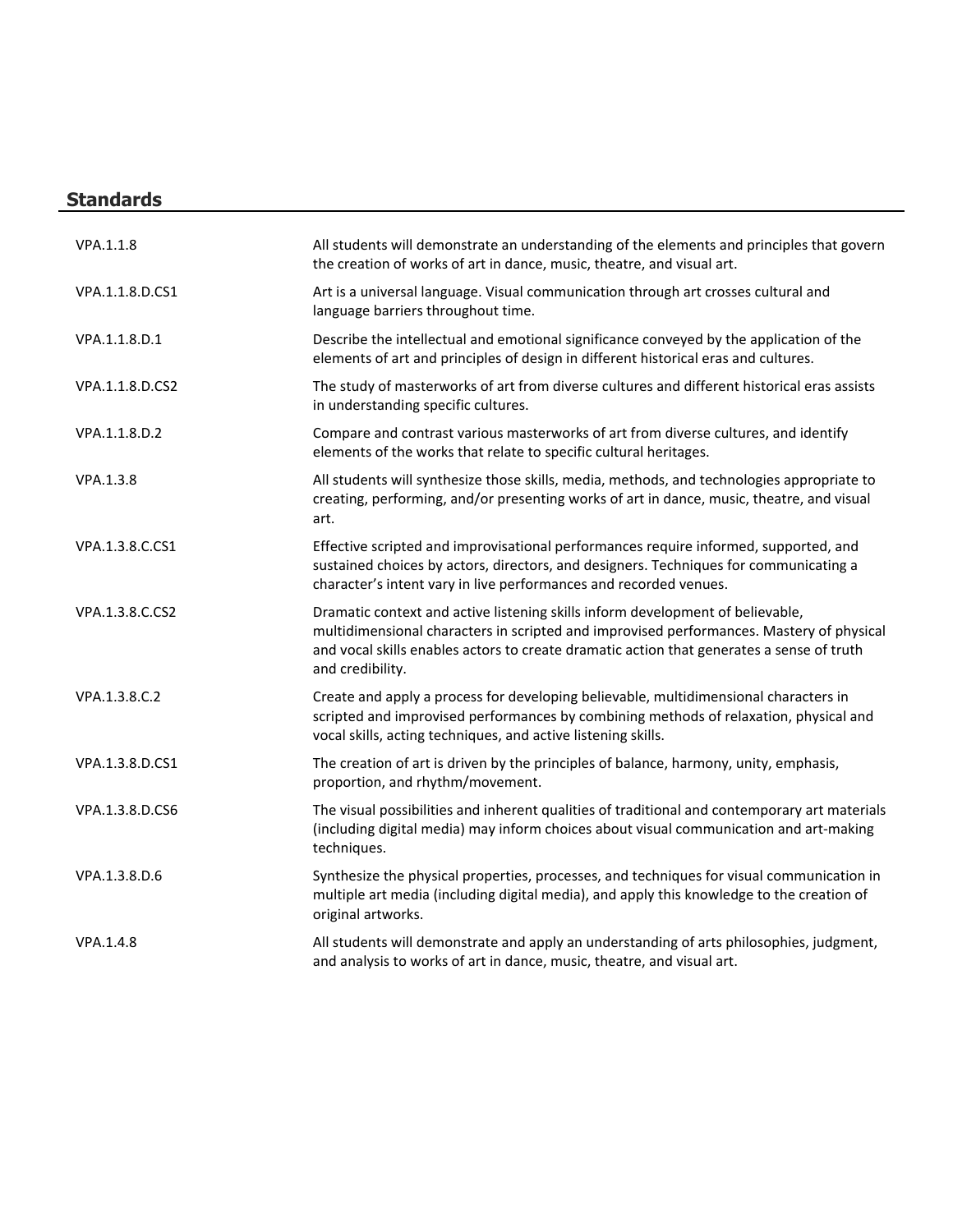## Standards

| | |
|---|---|
| VPA.1.1.8 | All students will demonstrate an understanding of the elements and principles that govern the creation of works of art in dance, music, theatre, and visual art. |
| VPA.1.1.8.D.CS1 | Art is a universal language. Visual communication through art crosses cultural and language barriers throughout time. |
| VPA.1.1.8.D.1 | Describe the intellectual and emotional significance conveyed by the application of the elements of art and principles of design in different historical eras and cultures. |
| VPA.1.1.8.D.CS2 | The study of masterworks of art from diverse cultures and different historical eras assists in understanding specific cultures. |
| VPA.1.1.8.D.2 | Compare and contrast various masterworks of art from diverse cultures, and identify elements of the works that relate to specific cultural heritages. |
| VPA.1.3.8 | All students will synthesize those skills, media, methods, and technologies appropriate to creating, performing, and/or presenting works of art in dance, music, theatre, and visual art. |
| VPA.1.3.8.C.CS1 | Effective scripted and improvisational performances require informed, supported, and sustained choices by actors, directors, and designers. Techniques for communicating a character's intent vary in live performances and recorded venues. |
| VPA.1.3.8.C.CS2 | Dramatic context and active listening skills inform development of believable, multidimensional characters in scripted and improvised performances. Mastery of physical and vocal skills enables actors to create dramatic action that generates a sense of truth and credibility. |
| VPA.1.3.8.C.2 | Create and apply a process for developing believable, multidimensional characters in scripted and improvised performances by combining methods of relaxation, physical and vocal skills, acting techniques, and active listening skills. |
| VPA.1.3.8.D.CS1 | The creation of art is driven by the principles of balance, harmony, unity, emphasis, proportion, and rhythm/movement. |
| VPA.1.3.8.D.CS6 | The visual possibilities and inherent qualities of traditional and contemporary art materials (including digital media) may inform choices about visual communication and art-making techniques. |
| VPA.1.3.8.D.6 | Synthesize the physical properties, processes, and techniques for visual communication in multiple art media (including digital media), and apply this knowledge to the creation of original artworks. |
| VPA.1.4.8 | All students will demonstrate and apply an understanding of arts philosophies, judgment, and analysis to works of art in dance, music, theatre, and visual art. |